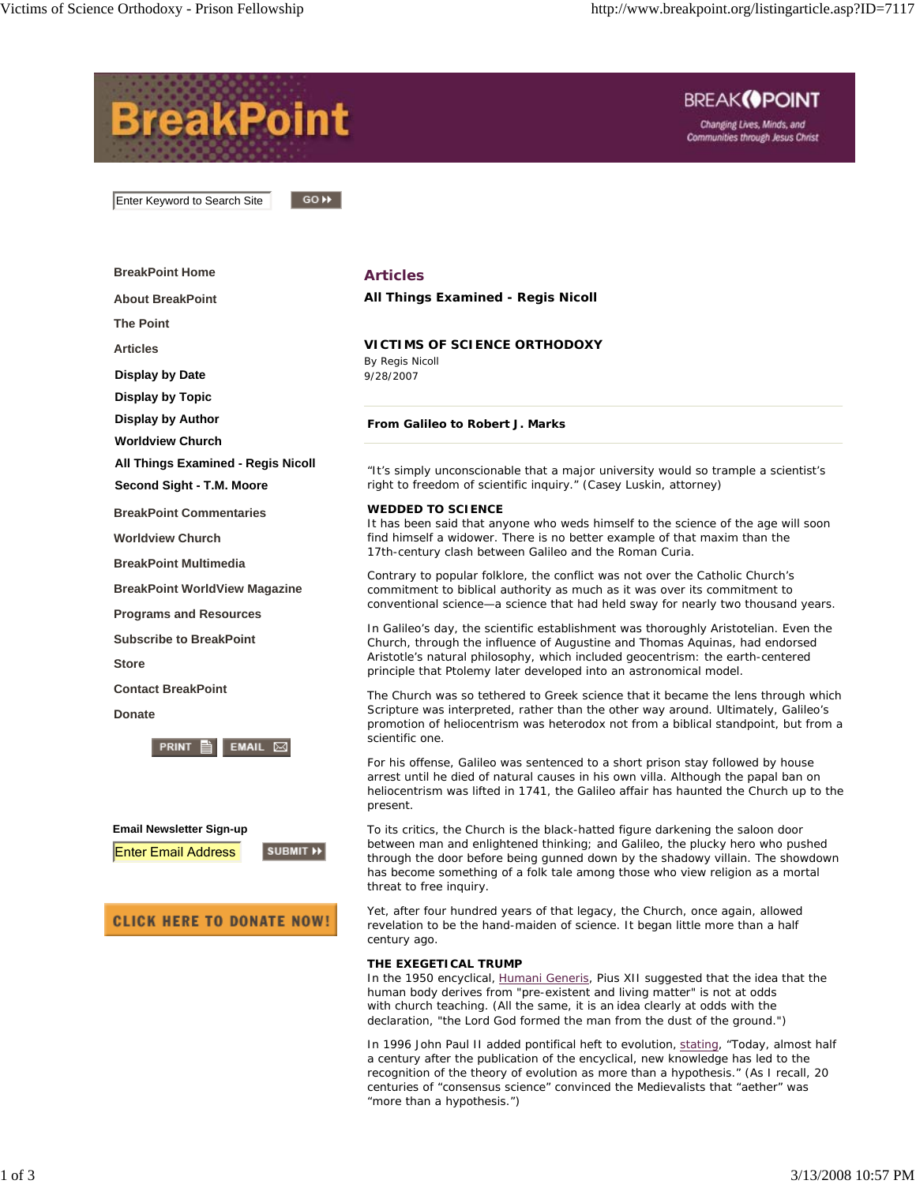## Articles

**All Things Examined - Regis Nicoll**

### VICTIMS OF SCIENCE ORTHODOXY

By Regis Nicoll
9/28/2007

**From Galileo to Robert J. Marks**

"It's simply unconscionable that a major university would so trample a scientist's right to freedom of scientific inquiry." (Casey Luskin, attorney)

**WEDDED TO SCIENCE**
It has been said that anyone who weds himself to the science of the age will soon find himself a widower. There is no better example of that maxim than the 17th-century clash between Galileo and the Roman Curia.

Contrary to popular folklore, the conflict was not over the Catholic Church's commitment to biblical authority as much as it was over its commitment to conventional science—a science that had held sway for nearly two thousand years.

In Galileo's day, the scientific establishment was thoroughly Aristotelian. Even the Church, through the influence of Augustine and Thomas Aquinas, had endorsed Aristotle's natural philosophy, which included geocentrism: the earth-centered principle that Ptolemy later developed into an astronomical model.

The Church was so tethered to Greek science that it became the lens through which Scripture was interpreted, rather than the other way around. Ultimately, Galileo's promotion of heliocentrism was heterodox not from a biblical standpoint, but from a scientific one.

For his offense, Galileo was sentenced to a short prison stay followed by house arrest until he died of natural causes in his own villa. Although the papal ban on heliocentrism was lifted in 1741, the Galileo affair has haunted the Church up to the present.

To its critics, the Church is the black-hatted figure darkening the saloon door between man and enlightened thinking; and Galileo, the plucky hero who pushed through the door before being gunned down by the shadowy villain. The showdown has become something of a folk tale among those who view religion as a mortal threat to free inquiry.

Yet, after four hundred years of that legacy, the Church, once again, allowed revelation to be the hand-maiden of science. It began little more than a half century ago.

**THE EXEGETICAL TRUMP**
In the 1950 encyclical, Humani Generis, Pius XII suggested that the idea that the human body derives from "pre-existent and living matter" is not at odds with church teaching. (All the same, it is an idea clearly at odds with the declaration, "the Lord God formed the man from the dust of the ground.")

In 1996 John Paul II added pontifical heft to evolution, stating, "Today, almost half a century after the publication of the encyclical, new knowledge has led to the recognition of the theory of evolution as more than a hypothesis." (As I recall, 20 centuries of "consensus science" convinced the Medievalists that "aether" was "more than a hypothesis.")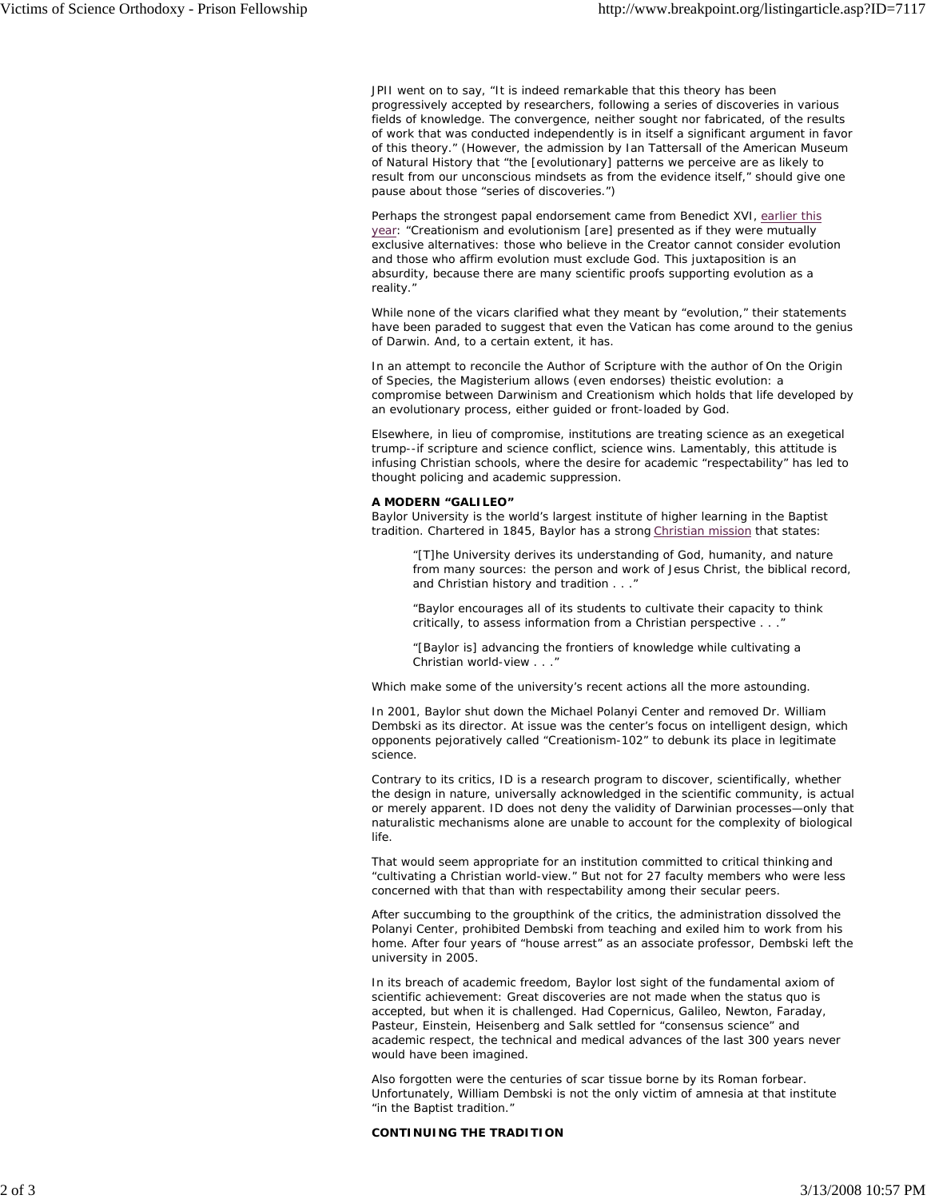JPII went on to say, "It is indeed remarkable that this theory has been progressively accepted by researchers, following a series of discoveries in various fields of knowledge. The convergence, neither sought nor fabricated, of the results of work that was conducted independently is in itself a significant argument in favor of this theory." (However, the admission by Ian Tattersall of the American Museum of Natural History that "the [evolutionary] patterns we perceive are as likely to result from our unconscious mindsets as from the evidence itself," should give one pause about those "series of discoveries.")

Perhaps the strongest papal endorsement came from Benedict XVI, earlier this year: "Creationism and evolutionism [are] presented as if they were mutually exclusive alternatives: those who believe in the Creator cannot consider evolution and those who affirm evolution must exclude God. This juxtaposition is an absurdity, because there are many scientific proofs supporting evolution as a reality."

While none of the vicars clarified what they meant by "evolution," their statements have been paraded to suggest that even the Vatican has come around to the genius of Darwin. And, to a certain extent, it has.

In an attempt to reconcile the Author of Scripture with the author of On the Origin of Species, the Magisterium allows (even endorses) theistic evolution: a compromise between Darwinism and Creationism which holds that life developed by an evolutionary process, either guided or front-loaded by God.

Elsewhere, in lieu of compromise, institutions are treating science as an exegetical trump--if scripture and science conflict, science wins. Lamentably, this attitude is infusing Christian schools, where the desire for academic "respectability" has led to thought policing and academic suppression.

**A MODERN "GALILEO"**

Baylor University is the world's largest institute of higher learning in the Baptist tradition. Chartered in 1845, Baylor has a strong Christian mission that states:

> "[T]he University derives its understanding of God, humanity, and nature from many sources: the person and work of Jesus Christ, the biblical record, and Christian history and tradition . . ."
>
> "Baylor encourages all of its students to cultivate their capacity to think critically, to assess information from a Christian perspective . . ."
>
> "[Baylor is] advancing the frontiers of knowledge while cultivating a Christian world-view . . ."

Which make some of the university's recent actions all the more astounding.

In 2001, Baylor shut down the Michael Polanyi Center and removed Dr. William Dembski as its director. At issue was the center's focus on intelligent design, which opponents pejoratively called "Creationism-102" to debunk its place in legitimate science.

Contrary to its critics, ID is a research program to discover, scientifically, whether the design in nature, universally acknowledged in the scientific community, is actual or merely apparent. ID does not deny the validity of Darwinian processes—only that naturalistic mechanisms alone are unable to account for the complexity of biological life.

That would seem appropriate for an institution committed to critical thinking and "cultivating a Christian world-view." But not for 27 faculty members who were less concerned with that than with respectability among their secular peers.

After succumbing to the groupthink of the critics, the administration dissolved the Polanyi Center, prohibited Dembski from teaching and exiled him to work from his home. After four years of "house arrest" as an associate professor, Dembski left the university in 2005.

In its breach of academic freedom, Baylor lost sight of the fundamental axiom of scientific achievement: Great discoveries are not made when the status quo is accepted, but when it is challenged. Had Copernicus, Galileo, Newton, Faraday, Pasteur, Einstein, Heisenberg and Salk settled for "consensus science" and academic respect, the technical and medical advances of the last 300 years never would have been imagined.

Also forgotten were the centuries of scar tissue borne by its Roman forbear. Unfortunately, William Dembski is not the only victim of amnesia at that institute "in the Baptist tradition."

**CONTINUING THE TRADITION**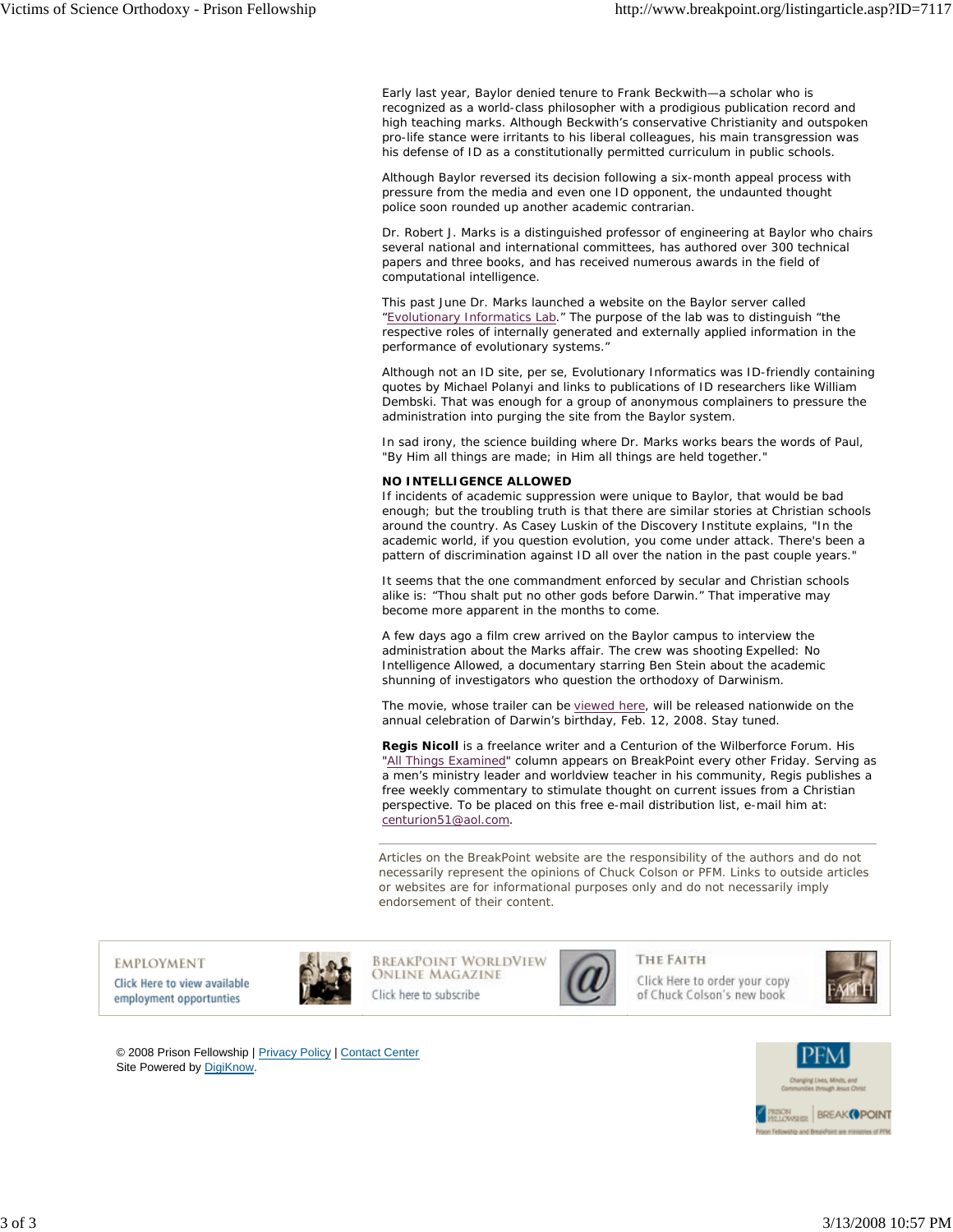Early last year, Baylor denied tenure to Frank Beckwith—a scholar who is recognized as a world-class philosopher with a prodigious publication record and high teaching marks. Although Beckwith's conservative Christianity and outspoken pro-life stance were irritants to his liberal colleagues, his main transgression was his defense of ID as a constitutionally permitted curriculum in public schools.

Although Baylor reversed its decision following a six-month appeal process with pressure from the media and even one ID opponent, the undaunted thought police soon rounded up another academic contrarian.

Dr. Robert J. Marks is a distinguished professor of engineering at Baylor who chairs several national and international committees, has authored over 300 technical papers and three books, and has received numerous awards in the field of computational intelligence.

This past June Dr. Marks launched a website on the Baylor server called "Evolutionary Informatics Lab." The purpose of the lab was to distinguish "the respective roles of internally generated and externally applied information in the performance of evolutionary systems."

Although not an ID site, per se, Evolutionary Informatics was ID-friendly containing quotes by Michael Polanyi and links to publications of ID researchers like William Dembski. That was enough for a group of anonymous complainers to pressure the administration into purging the site from the Baylor system.

In sad irony, the science building where Dr. Marks works bears the words of Paul, "By Him all things are made; in Him all things are held together."

**NO INTELLIGENCE ALLOWED**

If incidents of academic suppression were unique to Baylor, that would be bad enough; but the troubling truth is that there are similar stories at Christian schools around the country. As Casey Luskin of the Discovery Institute explains, "In the academic world, if you question evolution, you come under attack. There's been a pattern of discrimination against ID all over the nation in the past couple years."

It seems that the one commandment enforced by secular and Christian schools alike is: "Thou shalt put no other gods before Darwin." That imperative may become more apparent in the months to come.

A few days ago a film crew arrived on the Baylor campus to interview the administration about the Marks affair. The crew was shooting Expelled: No Intelligence Allowed, a documentary starring Ben Stein about the academic shunning of investigators who question the orthodoxy of Darwinism.

The movie, whose trailer can be viewed here, will be released nationwide on the annual celebration of Darwin's birthday, Feb. 12, 2008. Stay tuned.

**Regis Nicoll** is a freelance writer and a Centurion of the Wilberforce Forum. His "All Things Examined" column appears on BreakPoint every other Friday. Serving as a men's ministry leader and worldview teacher in his community, Regis publishes a free weekly commentary to stimulate thought on current issues from a Christian perspective. To be placed on this free e-mail distribution list, e-mail him at: centurion51@aol.com.

---

Articles on the BreakPoint website are the responsibility of the authors and do not necessarily represent the opinions of Chuck Colson or PFM. Links to outside articles or websites are for informational purposes only and do not necessarily imply endorsement of their content.

EMPLOYMENT
Click Here to view available employment opportunties

BREAKPOINT WORLDVIEW ONLINE MAGAZINE
Click here to subscribe

THE FAITH
Click Here to order your copy of Chuck Colson's new book

© 2008 Prison Fellowship | Privacy Policy | Contact Center
Site Powered by DigiKnow.